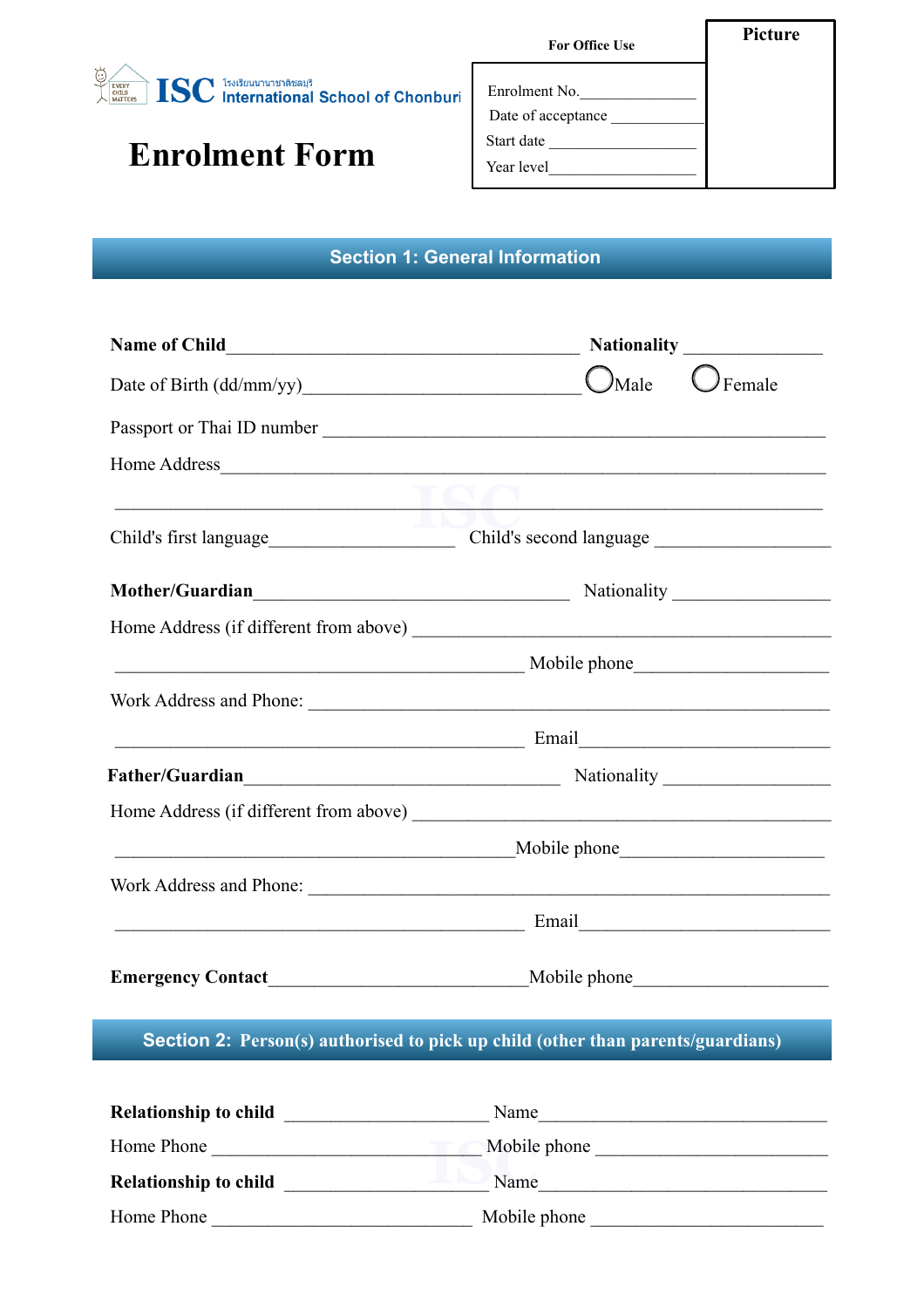EVERY CHILD MATTERS

**ISC** โรงเรียนนานาชาติชลบุรี International School of Chonburi

# Enrolment Form

**For Office Use**

Enrolment No.________________

Date of acceptance ____________

Start date ___________________

Year level___________________

**Picture**

## Section 1: General Information

**Name of Child**_______________________________________ **Nationality** ______________

Date of Birth (dd/mm/yy)______________________________ ◯Male ◯Female

Passport or Thai ID number _____________________________________________________

Home Address_______________________________________________________________

_______________________________________________________________________________

Child's first language___________________ Child's second language __________________

**Mother/Guardian**__________________________________ Nationality _________________

Home Address (if different from above) ____________________________________________

_____________________________________________ Mobile phone____________________

Work Address and Phone: _________________________________________________________

_____________________________________________ Email__________________________

**Father/Guardian**__________________________________ Nationality _________________

Home Address (if different from above) ____________________________________________

_____________________________________________Mobile phone_____________________

Work Address and Phone: _________________________________________________________

_____________________________________________ Email__________________________

**Emergency Contact**___________________________Mobile phone____________________

## Section 2: Person(s) authorised to pick up child (other than parents/guardians)

**Relationship to child** ______________________ Name________________________________

Home Phone ___________________________ Mobile phone _________________________

**Relationship to child** ______________________ Name________________________________

Home Phone ___________________________ Mobile phone _________________________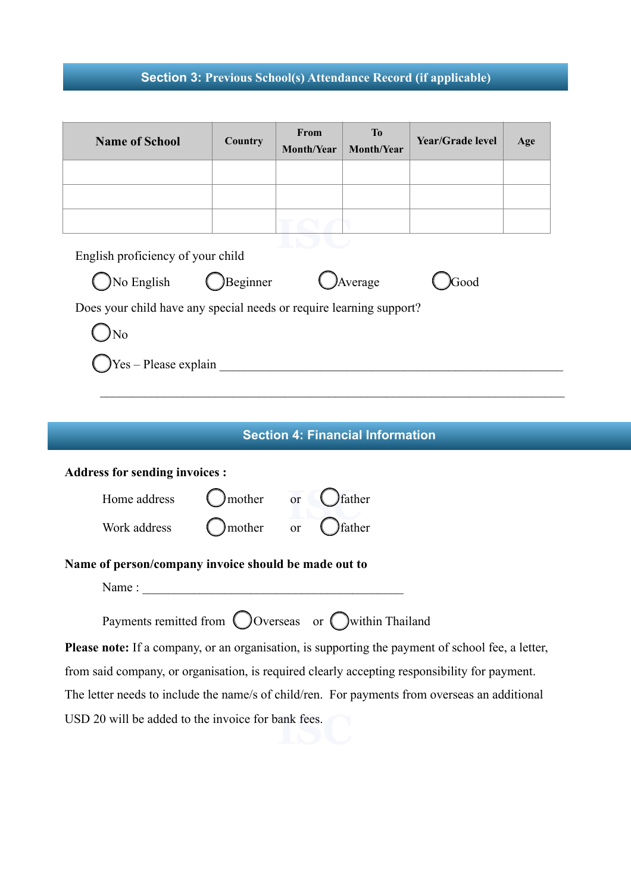## Section 3: Previous School(s) Attendance Record (if applicable)

| Name of School | Country | From Month/Year | To Month/Year | Year/Grade level | Age |
|---|---|---|---|---|---|
| | | | | | |
| | | | | | |
| | | | | | |

English proficiency of your child

◯ No English ◯ Beginner ◯ Average ◯ Good

Does your child have any special needs or require learning support?

◯ No

◯ Yes – Please explain ______________________________________________________________

______________________________________________________________________________

## Section 4: Financial Information

**Address for sending invoices :**

Home address ◯ mother or ◯ father

Work address ◯ mother or ◯ father

**Name of person/company invoice should be made out to**

Name : ____________________________________________

Payments remitted from ◯ Overseas or ◯ within Thailand

**Please note:** If a company, or an organisation, is supporting the payment of school fee, a letter, from said company, or organisation, is required clearly accepting responsibility for payment. The letter needs to include the name/s of child/ren. For payments from overseas an additional USD 20 will be added to the invoice for bank fees.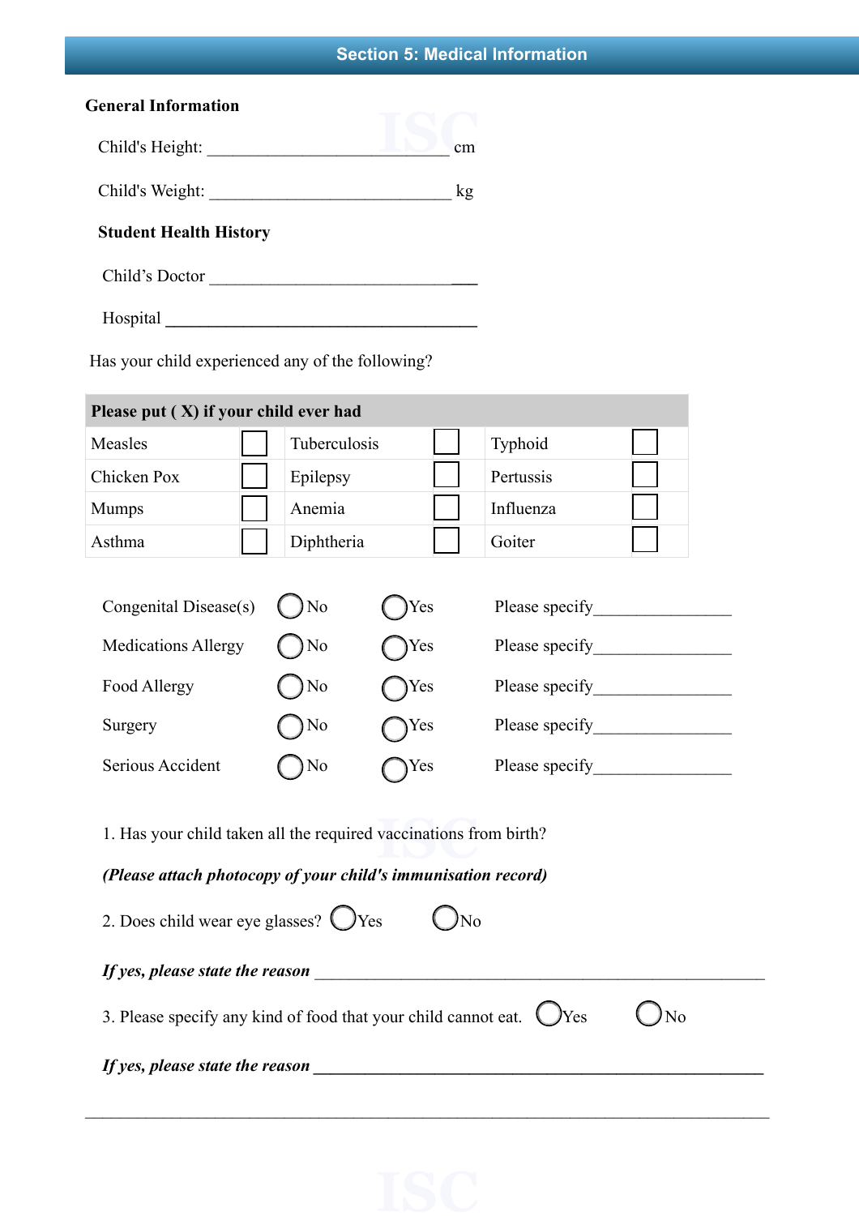## Section 5: Medical Information

**General Information**

Child's Height: ____________________________ cm

Child's Weight: ____________________________ kg

**Student Health History**

Child's Doctor ________________________________

Hospital ____________________________________

Has your child experienced any of the following?

| Please put ( X) if your child ever had | | | | | |
|---|---|---|---|---|---|
| Measles | ☐ | Tuberculosis | ☐ | Typhoid | ☐ |
| Chicken Pox | ☐ | Epilepsy | ☐ | Pertussis | ☐ |
| Mumps | ☐ | Anemia | ☐ | Influenza | ☐ |
| Asthma | ☐ | Diphtheria | ☐ | Goiter | ☐ |

| | | | |
|---|---|---|---|
| Congenital Disease(s) | ◯ No | ◯ Yes | Please specify________________ |
| Medications Allergy | ◯ No | ◯ Yes | Please specify________________ |
| Food Allergy | ◯ No | ◯ Yes | Please specify________________ |
| Surgery | ◯ No | ◯ Yes | Please specify________________ |
| Serious Accident | ◯ No | ◯ Yes | Please specify________________ |

1. Has your child taken all the required vaccinations from birth?

***(Please attach photocopy of your child's immunisation record)***

2. Does child wear eye glasses? ◯ Yes ◯ No

***If yes, please state the reason*** ______________________________________________________

3. Please specify any kind of food that your child cannot eat. ◯ Yes ◯ No

***If yes, please state the reason*** ______________________________________________________

______________________________________________________________________________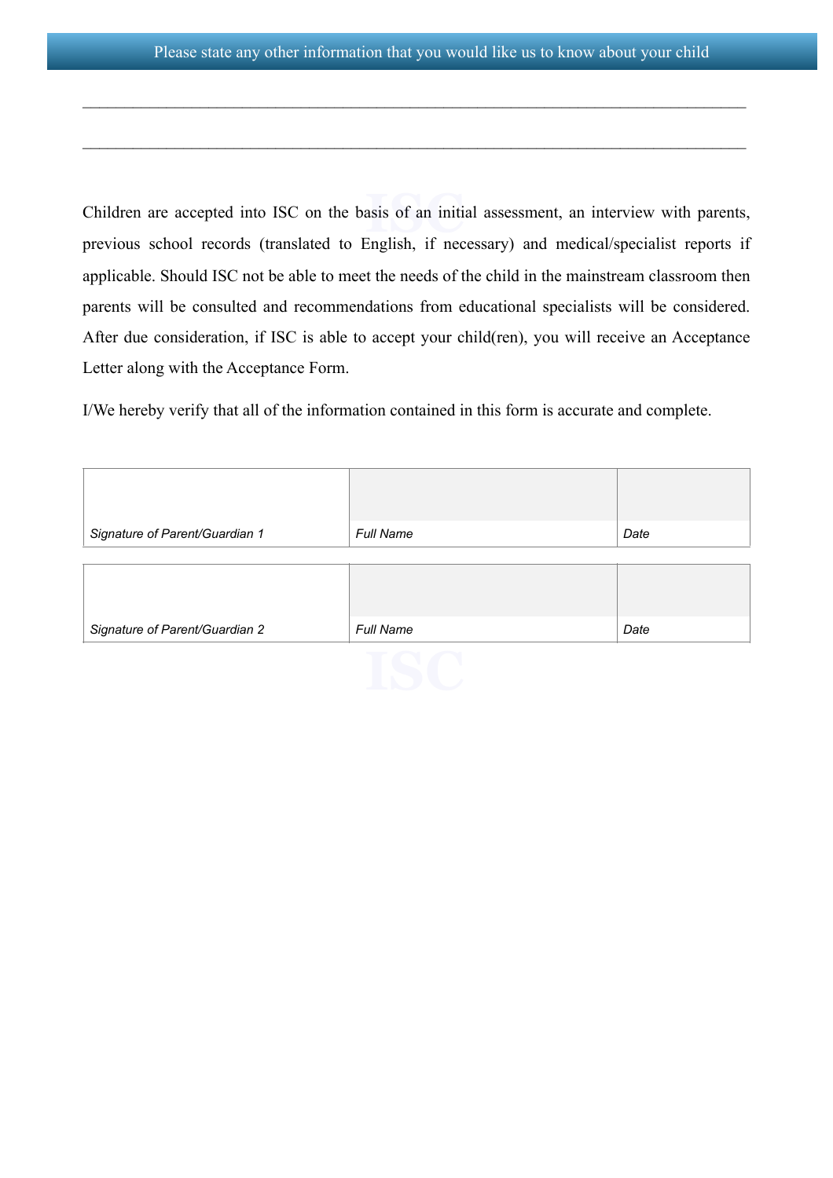## Please state any other information that you would like us to know about your child

\_\_\_\_\_\_\_\_\_\_\_\_\_\_\_\_\_\_\_\_\_\_\_\_\_\_\_\_\_\_\_\_\_\_\_\_\_\_\_\_\_\_\_\_\_\_\_\_\_\_\_\_\_\_\_\_\_\_\_\_\_\_\_\_\_\_\_\_\_\_\_\_\_\_\_\_

\_\_\_\_\_\_\_\_\_\_\_\_\_\_\_\_\_\_\_\_\_\_\_\_\_\_\_\_\_\_\_\_\_\_\_\_\_\_\_\_\_\_\_\_\_\_\_\_\_\_\_\_\_\_\_\_\_\_\_\_\_\_\_\_\_\_\_\_\_\_\_\_\_\_\_\_

Children are accepted into ISC on the basis of an initial assessment, an interview with parents, previous school records (translated to English, if necessary) and medical/specialist reports if applicable. Should ISC not be able to meet the needs of the child in the mainstream classroom then parents will be consulted and recommendations from educational specialists will be considered. After due consideration, if ISC is able to accept your child(ren), you will receive an Acceptance Letter along with the Acceptance Form.

I/We hereby verify that all of the information contained in this form is accurate and complete.

| | | |
|---|---|---|
| | | |
| *Signature of Parent/Guardian 1* | *Full Name* | *Date* |

| | | |
|---|---|---|
| | | |
| *Signature of Parent/Guardian 2* | *Full Name* | *Date* |